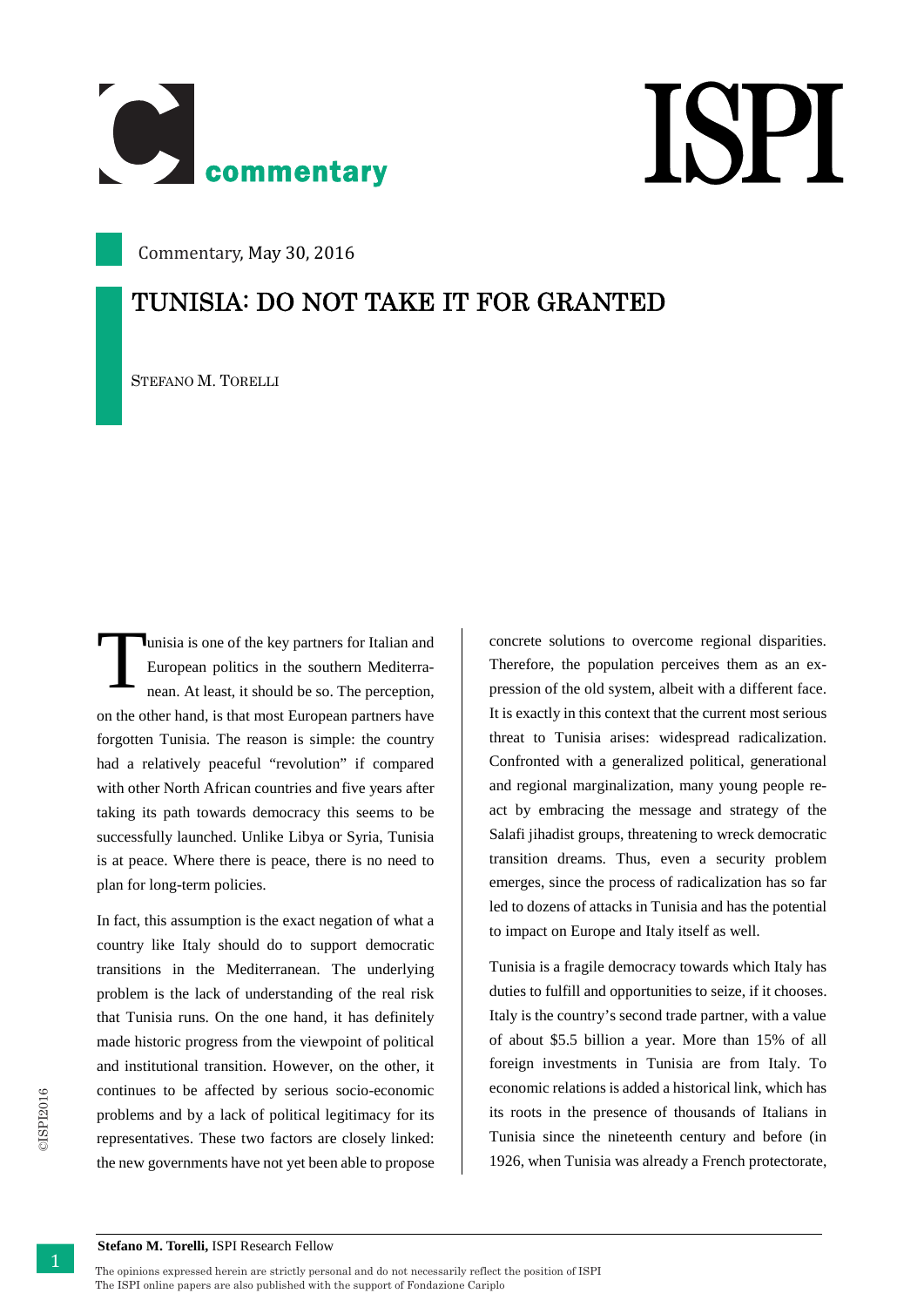Commentary, May 30, 2016

# TUNISIA: DO NOT TAKE IT FOR GRANTED

STEFANO M. TORELLI

Tunisia is one of the key partners for Italian and European politics in the southern Mediterranean. At least, it should be so. The perception, on the other hand, is that most European partners have forgotten Tunisia. The reason is simple: the country had a relatively peaceful "revolution" if compared with other North African countries and five years after taking its path towards democracy this seems to be successfully launched. Unlike Libya or Syria, Tunisia is at peace. Where there is peace, there is no need to plan for long-term policies.

In fact, this assumption is the exact negation of what a country like Italy should do to support democratic transitions in the Mediterranean. The underlying problem is the lack of understanding of the real risk that Tunisia runs. On the one hand, it has definitely made historic progress from the viewpoint of political and institutional transition. However, on the other, it continues to be affected by serious socio-economic problems and by a lack of political legitimacy for its representatives. These two factors are closely linked: the new governments have not yet been able to propose concrete solutions to overcome regional disparities. Therefore, the population perceives them as an expression of the old system, albeit with a different face. It is exactly in this context that the current most serious threat to Tunisia arises: widespread radicalization. Confronted with a generalized political, generational and regional marginalization, many young people react by embracing the message and strategy of the Salafi jihadist groups, threatening to wreck democratic transition dreams. Thus, even a security problem emerges, since the process of radicalization has so far led to dozens of attacks in Tunisia and has the potential to impact on Europe and Italy itself as well.

Tunisia is a fragile democracy towards which Italy has duties to fulfill and opportunities to seize, if it chooses. Italy is the country's second trade partner, with a value of about $5.5 billion a year. More than 15% of all foreign investments in Tunisia are from Italy. To economic relations is added a historical link, which has its roots in the presence of thousands of Italians in Tunisia since the nineteenth century and before (in 1926, when Tunisia was already a French protectorate,

**Stefano M. Torelli,** ISPI Research Fellow

The opinions expressed herein are strictly personal and do not necessarily reflect the position of ISPI
The ISPI online papers are also published with the support of Fondazione Cariplo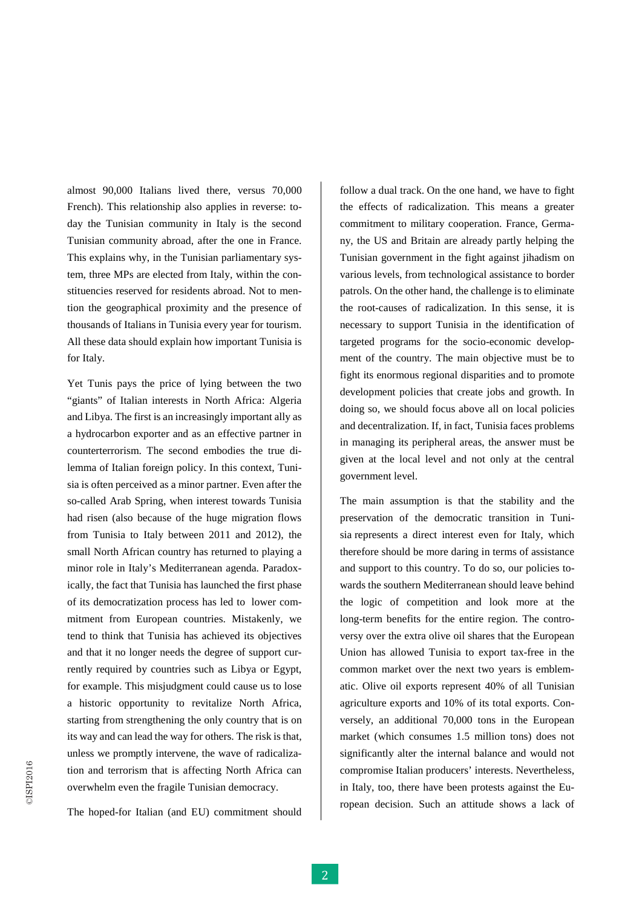almost 90,000 Italians lived there, versus 70,000 French). This relationship also applies in reverse: today the Tunisian community in Italy is the second Tunisian community abroad, after the one in France. This explains why, in the Tunisian parliamentary system, three MPs are elected from Italy, within the constituencies reserved for residents abroad. Not to mention the geographical proximity and the presence of thousands of Italians in Tunisia every year for tourism. All these data should explain how important Tunisia is for Italy.

Yet Tunis pays the price of lying between the two "giants" of Italian interests in North Africa: Algeria and Libya. The first is an increasingly important ally as a hydrocarbon exporter and as an effective partner in counterterrorism. The second embodies the true dilemma of Italian foreign policy. In this context, Tunisia is often perceived as a minor partner. Even after the so-called Arab Spring, when interest towards Tunisia had risen (also because of the huge migration flows from Tunisia to Italy between 2011 and 2012), the small North African country has returned to playing a minor role in Italy's Mediterranean agenda. Paradoxically, the fact that Tunisia has launched the first phase of its democratization process has led to lower commitment from European countries. Mistakenly, we tend to think that Tunisia has achieved its objectives and that it no longer needs the degree of support currently required by countries such as Libya or Egypt, for example. This misjudgment could cause us to lose a historic opportunity to revitalize North Africa, starting from strengthening the only country that is on its way and can lead the way for others. The risk is that, unless we promptly intervene, the wave of radicalization and terrorism that is affecting North Africa can overwhelm even the fragile Tunisian democracy.

The hoped-for Italian (and EU) commitment should follow a dual track. On the one hand, we have to fight the effects of radicalization. This means a greater commitment to military cooperation. France, Germany, the US and Britain are already partly helping the Tunisian government in the fight against jihadism on various levels, from technological assistance to border patrols. On the other hand, the challenge is to eliminate the root-causes of radicalization. In this sense, it is necessary to support Tunisia in the identification of targeted programs for the socio-economic development of the country. The main objective must be to fight its enormous regional disparities and to promote development policies that create jobs and growth. In doing so, we should focus above all on local policies and decentralization. If, in fact, Tunisia faces problems in managing its peripheral areas, the answer must be given at the local level and not only at the central government level.

The main assumption is that the stability and the preservation of the democratic transition in Tunisia represents a direct interest even for Italy, which therefore should be more daring in terms of assistance and support to this country. To do so, our policies towards the southern Mediterranean should leave behind the logic of competition and look more at the long-term benefits for the entire region. The controversy over the extra olive oil shares that the European Union has allowed Tunisia to export tax-free in the common market over the next two years is emblematic. Olive oil exports represent 40% of all Tunisian agriculture exports and 10% of its total exports. Conversely, an additional 70,000 tons in the European market (which consumes 1.5 million tons) does not significantly alter the internal balance and would not compromise Italian producers' interests. Nevertheless, in Italy, too, there have been protests against the European decision. Such an attitude shows a lack of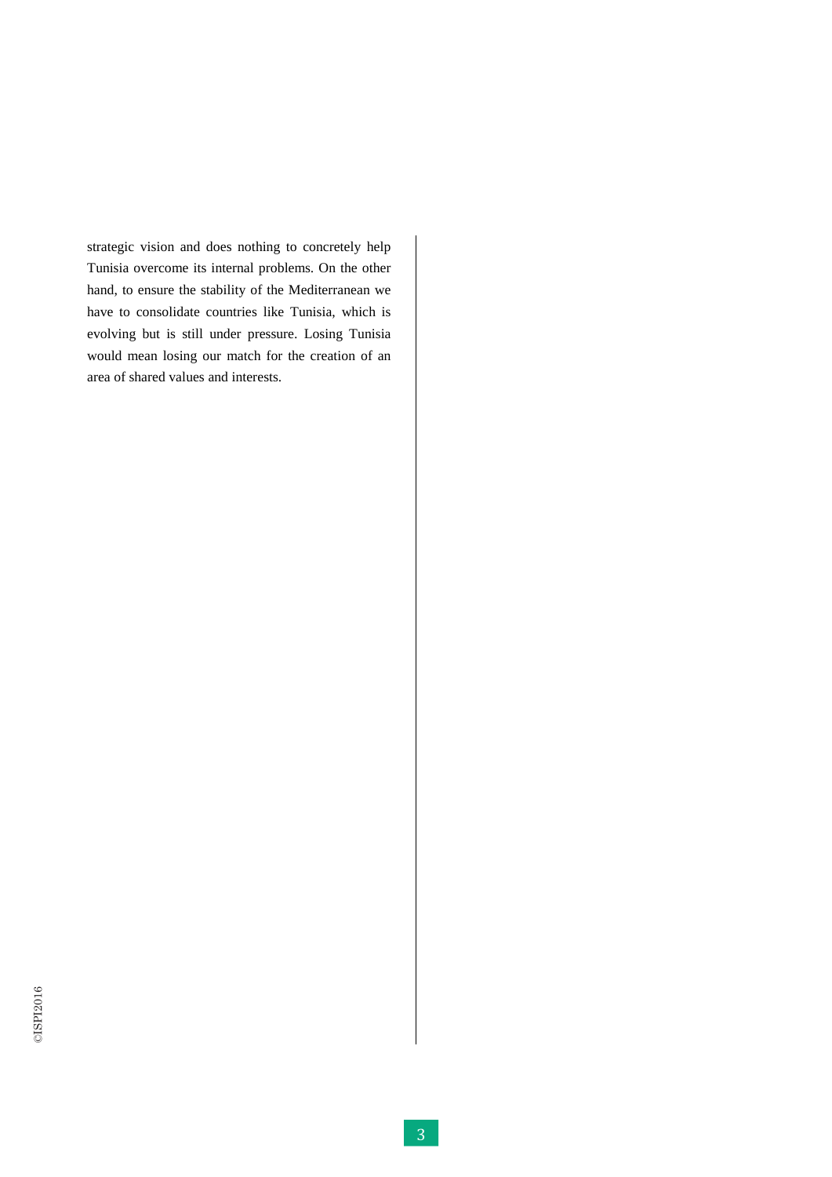strategic vision and does nothing to concretely help Tunisia overcome its internal problems. On the other hand, to ensure the stability of the Mediterranean we have to consolidate countries like Tunisia, which is evolving but is still under pressure. Losing Tunisia would mean losing our match for the creation of an area of shared values and interests.